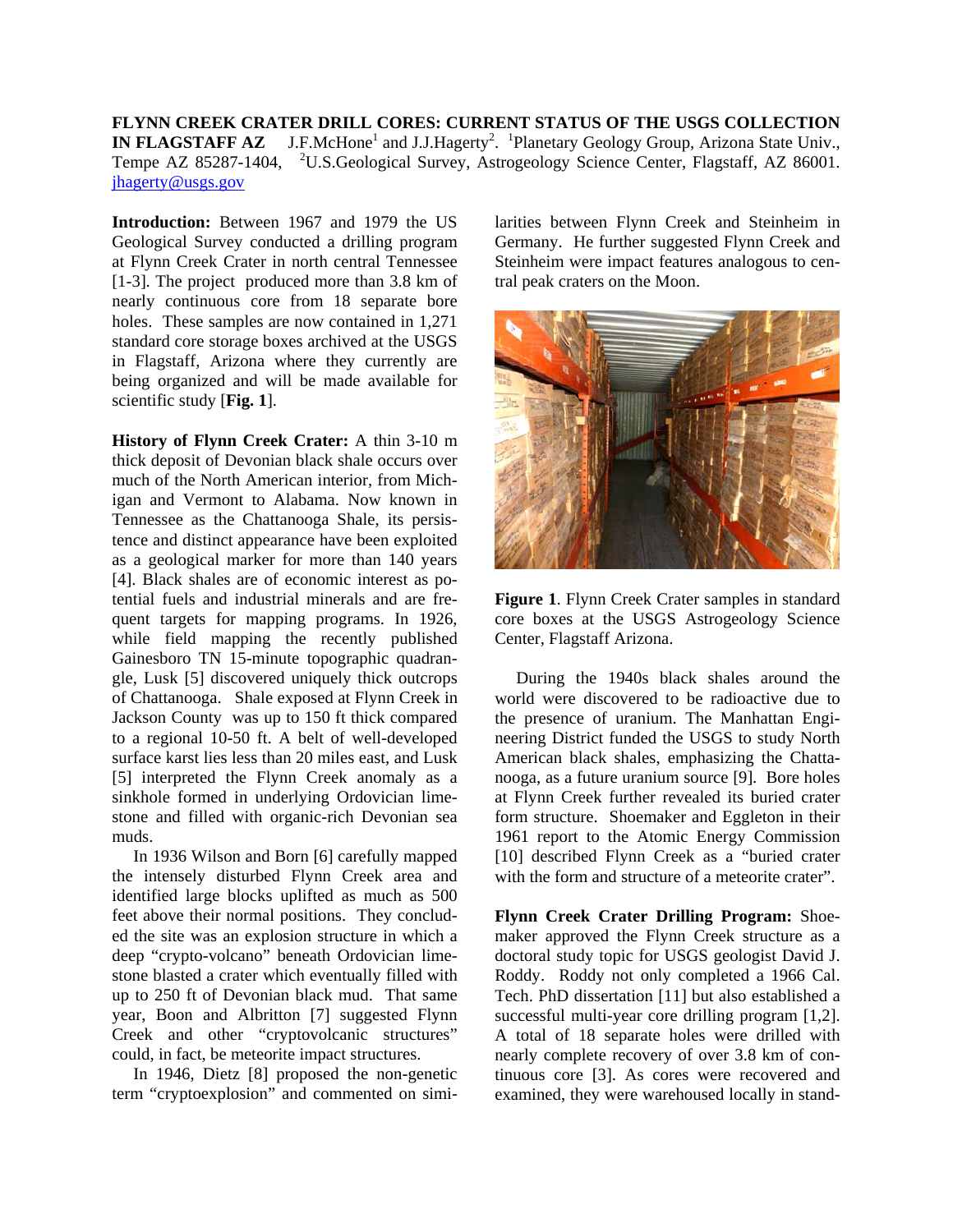# FLYNN CREEK CRATER DRILL CORES: CURRENT STATUS OF THE USGS COLLECTION IN FLAGSTAFF AZ

J.F.McHone[1] and J.J.Hagerty[2]. [1]Planetary Geology Group, Arizona State Univ., Tempe AZ 85287-1404, [2]U.S.Geological Survey, Astrogeology Science Center, Flagstaff, AZ 86001. jhagerty@usgs.gov

**Introduction:** Between 1967 and 1979 the US Geological Survey conducted a drilling program at Flynn Creek Crater in north central Tennessee [1-3]. The project produced more than 3.8 km of nearly continuous core from 18 separate bore holes. These samples are now contained in 1,271 standard core storage boxes archived at the USGS in Flagstaff, Arizona where they currently are being organized and will be made available for scientific study [**Fig. 1**].

**History of Flynn Creek Crater:** A thin 3-10 m thick deposit of Devonian black shale occurs over much of the North American interior, from Michigan and Vermont to Alabama. Now known in Tennessee as the Chattanooga Shale, its persistence and distinct appearance have been exploited as a geological marker for more than 140 years [4]. Black shales are of economic interest as potential fuels and industrial minerals and are frequent targets for mapping programs. In 1926, while field mapping the recently published Gainesboro TN 15-minute topographic quadrangle, Lusk [5] discovered uniquely thick outcrops of Chattanooga. Shale exposed at Flynn Creek in Jackson County was up to 150 ft thick compared to a regional 10-50 ft. A belt of well-developed surface karst lies less than 20 miles east, and Lusk [5] interpreted the Flynn Creek anomaly as a sinkhole formed in underlying Ordovician limestone and filled with organic-rich Devonian sea muds.

In 1936 Wilson and Born [6] carefully mapped the intensely disturbed Flynn Creek area and identified large blocks uplifted as much as 500 feet above their normal positions. They concluded the site was an explosion structure in which a deep "crypto-volcano" beneath Ordovician limestone blasted a crater which eventually filled with up to 250 ft of Devonian black mud. That same year, Boon and Albritton [7] suggested Flynn Creek and other "cryptovolcanic structures" could, in fact, be meteorite impact structures.

In 1946, Dietz [8] proposed the non-genetic term "cryptoexplosion" and commented on similarities between Flynn Creek and Steinheim in Germany. He further suggested Flynn Creek and Steinheim were impact features analogous to central peak craters on the Moon.

**Figure 1**. Flynn Creek Crater samples in standard core boxes at the USGS Astrogeology Science Center, Flagstaff Arizona.

During the 1940s black shales around the world were discovered to be radioactive due to the presence of uranium. The Manhattan Engineering District funded the USGS to study North American black shales, emphasizing the Chattanooga, as a future uranium source [9]. Bore holes at Flynn Creek further revealed its buried crater form structure. Shoemaker and Eggleton in their 1961 report to the Atomic Energy Commission [10] described Flynn Creek as a "buried crater with the form and structure of a meteorite crater".

**Flynn Creek Crater Drilling Program:** Shoemaker approved the Flynn Creek structure as a doctoral study topic for USGS geologist David J. Roddy. Roddy not only completed a 1966 Cal. Tech. PhD dissertation [11] but also established a successful multi-year core drilling program [1,2]. A total of 18 separate holes were drilled with nearly complete recovery of over 3.8 km of continuous core [3]. As cores were recovered and examined, they were warehoused locally in stand-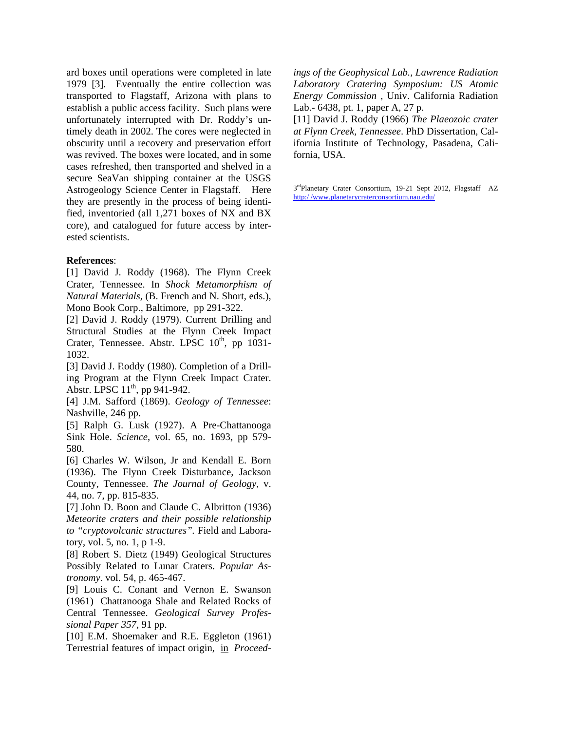ard boxes until operations were completed in late 1979 [3]. Eventually the entire collection was transported to Flagstaff, Arizona with plans to establish a public access facility. Such plans were unfortunately interrupted with Dr. Roddy's untimely death in 2002. The cores were neglected in obscurity until a recovery and preservation effort was revived. The boxes were located, and in some cases refreshed, then transported and shelved in a secure SeaVan shipping container at the USGS Astrogeology Science Center in Flagstaff. Here they are presently in the process of being identified, inventoried (all 1,271 boxes of NX and BX core), and catalogued for future access by interested scientists.

**References**:

[1] David J. Roddy (1968). The Flynn Creek Crater, Tennessee. In *Shock Metamorphism of Natural Materials*, (B. French and N. Short, eds.), Mono Book Corp., Baltimore, pp 291-322.

[2] David J. Roddy (1979). Current Drilling and Structural Studies at the Flynn Creek Impact Crater, Tennessee. Abstr. LPSC 10th, pp 1031-1032.

[3] David J. Roddy (1980). Completion of a Drilling Program at the Flynn Creek Impact Crater. Abstr. LPSC 11th, pp 941-942.

[4] J.M. Safford (1869). *Geology of Tennessee*: Nashville, 246 pp.

[5] Ralph G. Lusk (1927). A Pre-Chattanooga Sink Hole. *Science*, vol. 65, no. 1693, pp 579-580.

[6] Charles W. Wilson, Jr and Kendall E. Born (1936). The Flynn Creek Disturbance, Jackson County, Tennessee. *The Journal of Geology*, v. 44, no. 7, pp. 815-835.

[7] John D. Boon and Claude C. Albritton (1936) *Meteorite craters and their possible relationship to "cryptovolcanic structures"*. Field and Laboratory, vol. 5, no. 1, p 1-9.

[8] Robert S. Dietz (1949) Geological Structures Possibly Related to Lunar Craters. *Popular Astronomy*. vol. 54, p. 465-467.

[9] Louis C. Conant and Vernon E. Swanson (1961) Chattanooga Shale and Related Rocks of Central Tennessee. *Geological Survey Professional Paper 357*, 91 pp.

[10] E.M. Shoemaker and R.E. Eggleton (1961) Terrestrial features of impact origin, in *Proceedings of the Geophysical Lab., Lawrence Radiation Laboratory Cratering Symposium: US Atomic Energy Commission* , Univ. California Radiation Lab.- 6438, pt. 1, paper A, 27 p.

[11] David J. Roddy (1966) *The Plaeozoic crater at Flynn Creek, Tennessee*. PhD Dissertation, California Institute of Technology, Pasadena, California, USA.

3rd Planetary Crater Consortium, 19-21 Sept 2012, Flagstaff AZ http://www.planetarycraterconsortium.nau.edu/